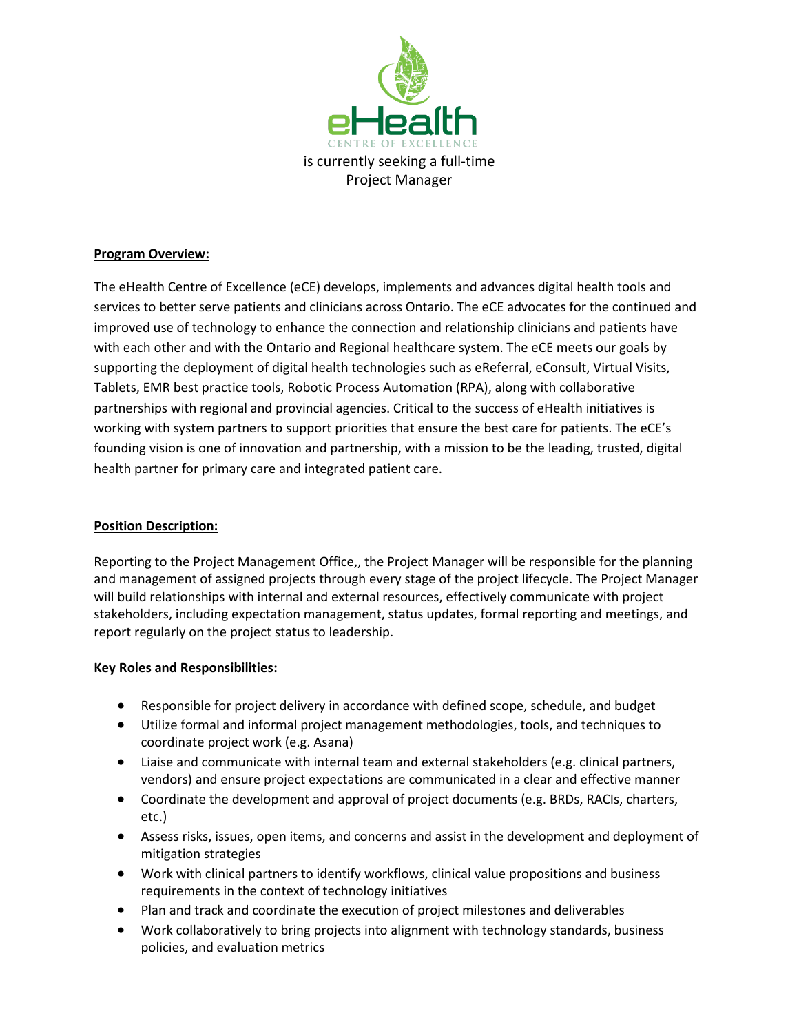eHealth

CENTRE OF EXCELLENCE

is currently seeking a full-time
Project Manager

**Program Overview:**

The eHealth Centre of Excellence (eCE) develops, implements and advances digital health tools and services to better serve patients and clinicians across Ontario. The eCE advocates for the continued and improved use of technology to enhance the connection and relationship clinicians and patients have with each other and with the Ontario and Regional healthcare system. The eCE meets our goals by supporting the deployment of digital health technologies such as eReferral, eConsult, Virtual Visits, Tablets, EMR best practice tools, Robotic Process Automation (RPA), along with collaborative partnerships with regional and provincial agencies. Critical to the success of eHealth initiatives is working with system partners to support priorities that ensure the best care for patients. The eCE's founding vision is one of innovation and partnership, with a mission to be the leading, trusted, digital health partner for primary care and integrated patient care.

**Position Description:**

Reporting to the Project Management Office,, the Project Manager will be responsible for the planning and management of assigned projects through every stage of the project lifecycle. The Project Manager will build relationships with internal and external resources, effectively communicate with project stakeholders, including expectation management, status updates, formal reporting and meetings, and report regularly on the project status to leadership.

**Key Roles and Responsibilities:**

- Responsible for project delivery in accordance with defined scope, schedule, and budget
- Utilize formal and informal project management methodologies, tools, and techniques to coordinate project work (e.g. Asana)
- Liaise and communicate with internal team and external stakeholders (e.g. clinical partners, vendors) and ensure project expectations are communicated in a clear and effective manner
- Coordinate the development and approval of project documents (e.g. BRDs, RACIs, charters, etc.)
- Assess risks, issues, open items, and concerns and assist in the development and deployment of mitigation strategies
- Work with clinical partners to identify workflows, clinical value propositions and business requirements in the context of technology initiatives
- Plan and track and coordinate the execution of project milestones and deliverables
- Work collaboratively to bring projects into alignment with technology standards, business policies, and evaluation metrics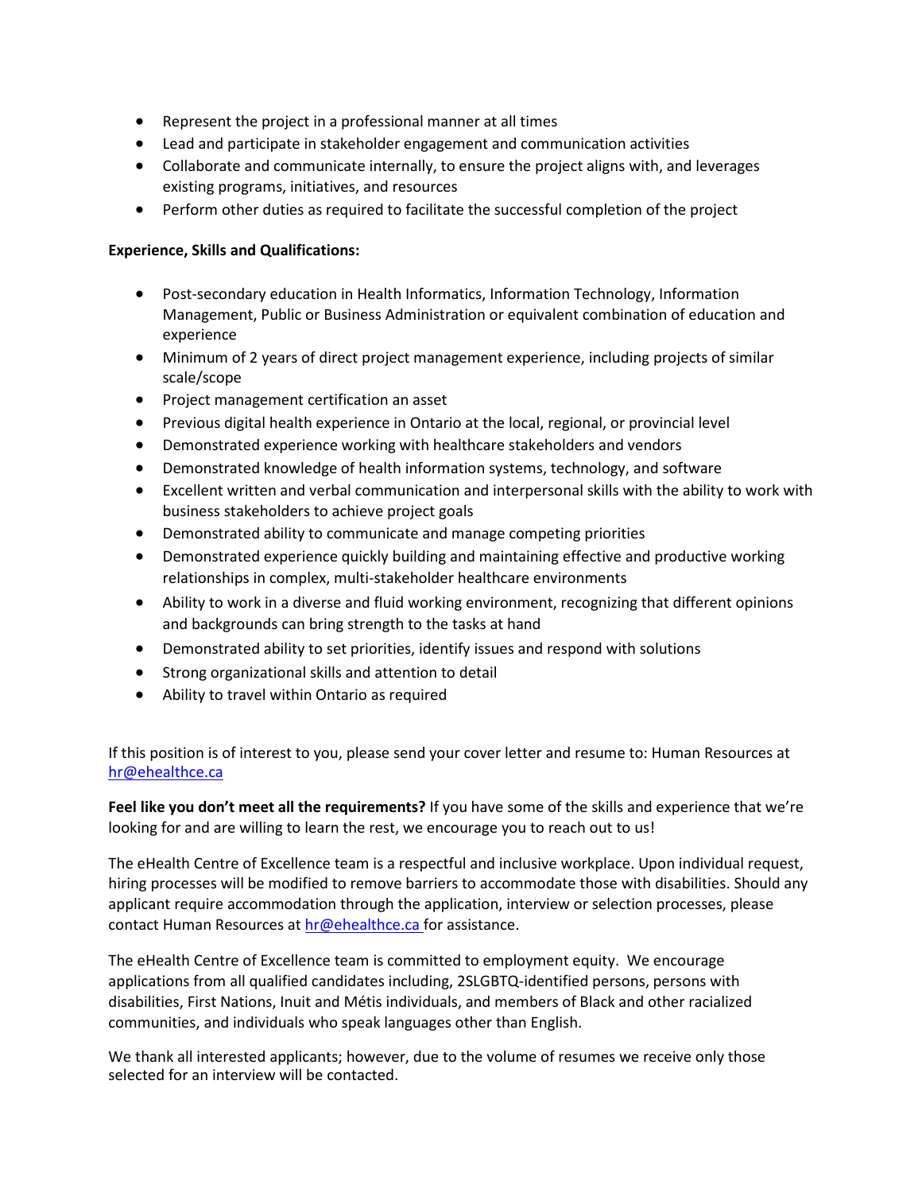- Represent the project in a professional manner at all times
- Lead and participate in stakeholder engagement and communication activities
- Collaborate and communicate internally, to ensure the project aligns with, and leverages existing programs, initiatives, and resources
- Perform other duties as required to facilitate the successful completion of the project

**Experience, Skills and Qualifications:**

- Post-secondary education in Health Informatics, Information Technology, Information Management, Public or Business Administration or equivalent combination of education and experience
- Minimum of 2 years of direct project management experience, including projects of similar scale/scope
- Project management certification an asset
- Previous digital health experience in Ontario at the local, regional, or provincial level
- Demonstrated experience working with healthcare stakeholders and vendors
- Demonstrated knowledge of health information systems, technology, and software
- Excellent written and verbal communication and interpersonal skills with the ability to work with business stakeholders to achieve project goals
- Demonstrated ability to communicate and manage competing priorities
- Demonstrated experience quickly building and maintaining effective and productive working relationships in complex, multi-stakeholder healthcare environments
- Ability to work in a diverse and fluid working environment, recognizing that different opinions and backgrounds can bring strength to the tasks at hand
- Demonstrated ability to set priorities, identify issues and respond with solutions
- Strong organizational skills and attention to detail
- Ability to travel within Ontario as required

If this position is of interest to you, please send your cover letter and resume to: Human Resources at hr@ehealthce.ca

**Feel like you don't meet all the requirements?** If you have some of the skills and experience that we're looking for and are willing to learn the rest, we encourage you to reach out to us!

The eHealth Centre of Excellence team is a respectful and inclusive workplace. Upon individual request, hiring processes will be modified to remove barriers to accommodate those with disabilities. Should any applicant require accommodation through the application, interview or selection processes, please contact Human Resources at hr@ehealthce.ca for assistance.

The eHealth Centre of Excellence team is committed to employment equity. We encourage applications from all qualified candidates including, 2SLGBTQ-identified persons, persons with disabilities, First Nations, Inuit and Métis individuals, and members of Black and other racialized communities, and individuals who speak languages other than English.

We thank all interested applicants; however, due to the volume of resumes we receive only those selected for an interview will be contacted.